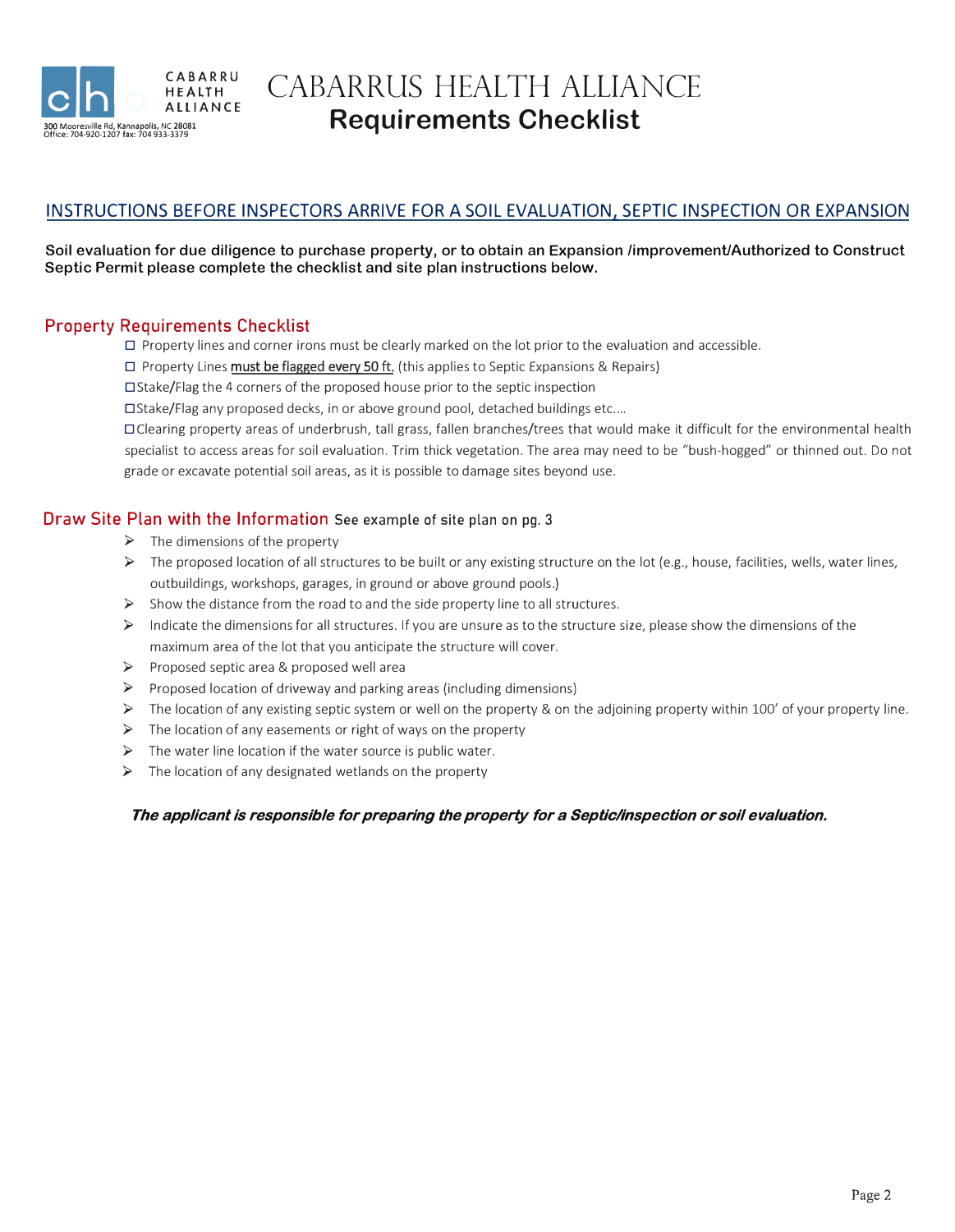CABARRU HEALTH ALLIANCE
300 Mooresville Rd, Kannapolis, NC 28081
Office: 704-920-1207 fax: 704 933-3379

# CABARRUS HEALTH ALLIANCE
## Requirements Checklist

## INSTRUCTIONS BEFORE INSPECTORS ARRIVE FOR A SOIL EVALUATION, SEPTIC INSPECTION OR EXPANSION

**Soil evaluation for due diligence to purchase property, or to obtain an Expansion /improvement/Authorized to Construct Septic Permit please complete the checklist and site plan instructions below.**

### Property Requirements Checklist

- ☐ Property lines and corner irons must be clearly marked on the lot prior to the evaluation and accessible.
- ☐ Property Lines must be flagged every 50 ft. (this applies to Septic Expansions & Repairs)
- ☐ Stake/Flag the 4 corners of the proposed house prior to the septic inspection
- ☐ Stake/Flag any proposed decks, in or above ground pool, detached buildings etc….
- ☐ Clearing property areas of underbrush, tall grass, fallen branches/trees that would make it difficult for the environmental health specialist to access areas for soil evaluation. Trim thick vegetation. The area may need to be "bush-hogged" or thinned out. Do not grade or excavate potential soil areas, as it is possible to damage sites beyond use.

### Draw Site Plan with the Information See example of site plan on pg. 3

- The dimensions of the property
- The proposed location of all structures to be built or any existing structure on the lot (e.g., house, facilities, wells, water lines, outbuildings, workshops, garages, in ground or above ground pools.)
- Show the distance from the road to and the side property line to all structures.
- Indicate the dimensions for all structures. If you are unsure as to the structure size, please show the dimensions of the maximum area of the lot that you anticipate the structure will cover.
- Proposed septic area & proposed well area
- Proposed location of driveway and parking areas (including dimensions)
- The location of any existing septic system or well on the property & on the adjoining property within 100' of your property line.
- The location of any easements or right of ways on the property
- The water line location if the water source is public water.
- The location of any designated wetlands on the property

***The applicant is responsible for preparing the property for a Septic/inspection or soil evaluation.***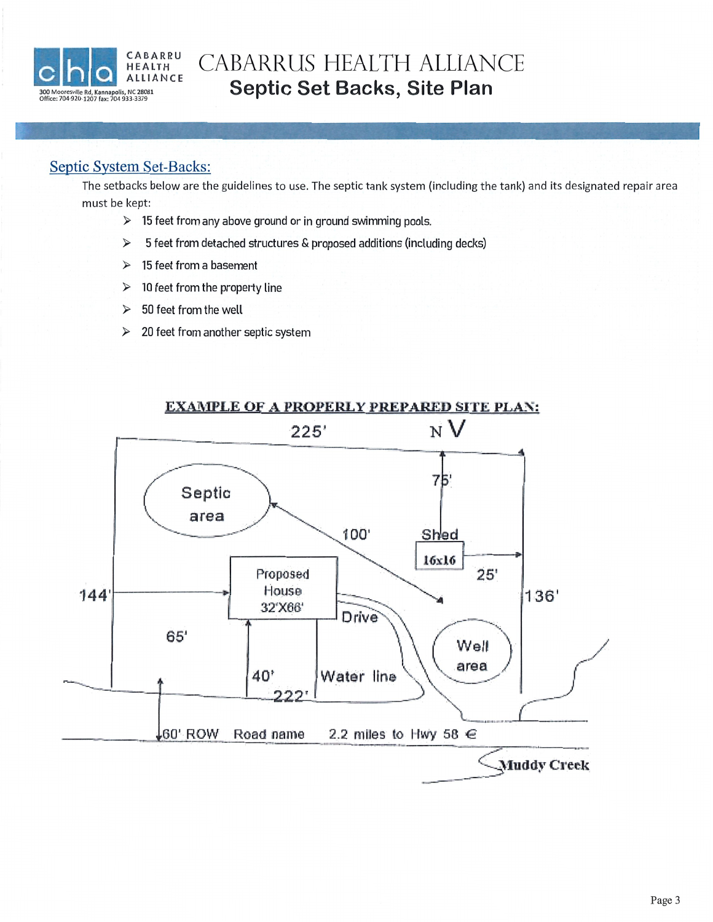# CABARRUS HEALTH ALLIANCE

## Septic Set Backs, Site Plan

CABARRUS HEALTH ALLIANCE

300 Mooresville Rd, Kannapolis, NC 28081
Office: 704-920-1207 fax: 704-933-3379

## Septic System Set-Backs:

The setbacks below are the guidelines to use. The septic tank system (including the tank) and its designated repair area must be kept:

- 15 feet from any above ground or in ground swimming pools.
- 5 feet from detached structures & proposed additions (including decks)
- 15 feet from a basement
- 10 feet from the property line
- 50 feet from the well
- 20 feet from another septic system

**EXAMPLE OF A PROPERLY PREPARED SITE PLAN:**

225'
N
Septic area
75'
100'
Shed
16x16
25'
Proposed House
32'X66'
144'
136'
Drive
65'
Well area
40'
Water line
222'
60' ROW
Road name
2.2 miles to Hwy 58
Muddy Creek